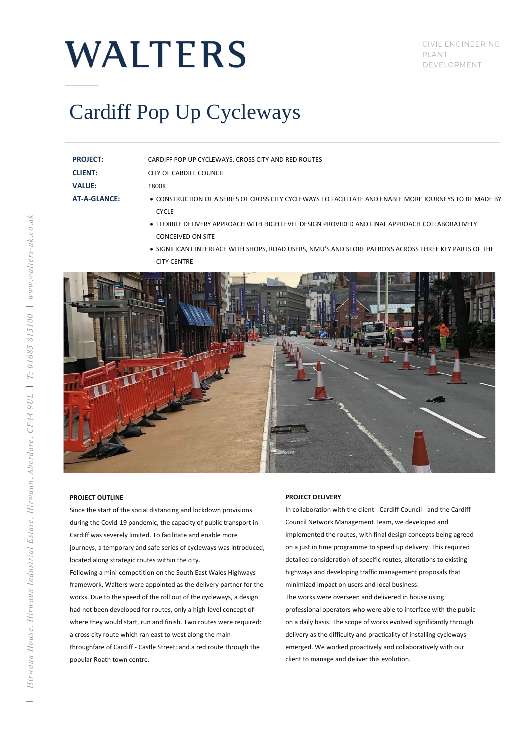# WALTERS

CIVIL ENGINEERING
PLANT
DEVELOPMENT

# Cardiff Pop Up Cycleways

| | |
|---|---|
| **PROJECT:** | CARDIFF POP UP CYCLEWAYS, CROSS CITY AND RED ROUTES |
| **CLIENT:** | CITY OF CARDIFF COUNCIL |
| **VALUE:** | £800K |
| **AT-A-GLANCE:** | • CONSTRUCTION OF A SERIES OF CROSS CITY CYCLEWAYS TO FACILITATE AND ENABLE MORE JOURNEYS TO BE MADE BY CYCLE<br>• FLEXIBLE DELIVERY APPROACH WITH HIGH LEVEL DESIGN PROVIDED AND FINAL APPROACH COLLABORATIVELY CONCEIVED ON SITE<br>• SIGNIFICANT INTERFACE WITH SHOPS, ROAD USERS, NMU'S AND STORE PATRONS ACROSS THREE KEY PARTS OF THE CITY CENTRE |

### PROJECT OUTLINE

Since the start of the social distancing and lockdown provisions during the Covid-19 pandemic, the capacity of public transport in Cardiff was severely limited. To facilitate and enable more journeys, a temporary and safe series of cycleways was introduced, located along strategic routes within the city.

Following a mini-competition on the South East Wales Highways framework, Walters were appointed as the delivery partner for the works. Due to the speed of the roll out of the cycleways, a design had not been developed for routes, only a high-level concept of where they would start, run and finish. Two routes were required: a cross city route which ran east to west along the main throughfare of Cardiff - Castle Street; and a red route through the popular Roath town centre.

### PROJECT DELIVERY

In collaboration with the client - Cardiff Council - and the Cardiff Council Network Management Team, we developed and implemented the routes, with final design concepts being agreed on a just in time programme to speed up delivery. This required detailed consideration of specific routes, alterations to existing highways and developing traffic management proposals that minimized impact on users and local business.

The works were overseen and delivered in house using professional operators who were able to interface with the public on a daily basis. The scope of works evolved significantly through delivery as the difficulty and practicality of installing cycleways emerged. We worked proactively and collaboratively with our client to manage and deliver this evolution.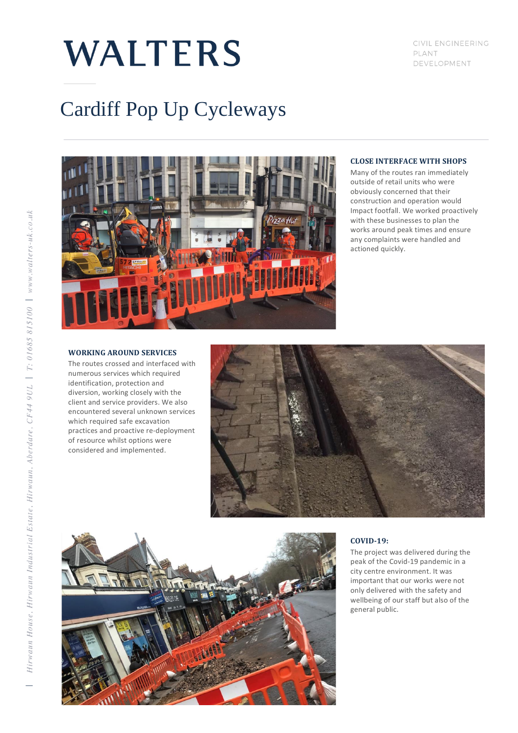# WALTERS

CIVIL ENGINEERING
PLANT
DEVELOPMENT

## Cardiff Pop Up Cycleways

### CLOSE INTERFACE WITH SHOPS

Many of the routes ran immediately outside of retail units who were obviously concerned that their construction and operation would Impact footfall. We worked proactively with these businesses to plan the works around peak times and ensure any complaints were handled and actioned quickly.

### WORKING AROUND SERVICES

The routes crossed and interfaced with numerous services which required identification, protection and diversion, working closely with the client and service providers. We also encountered several unknown services which required safe excavation practices and proactive re-deployment of resource whilst options were considered and implemented.

### COVID-19:

The project was delivered during the peak of the Covid-19 pandemic in a city centre environment. It was important that our works were not only delivered with the safety and wellbeing of our staff but also of the general public.

Hirwaun House, Hirwaun Industrial Estate, Hirwaun, Aberdare, CF44 9UL | T: 01685 815100 | www.walters-uk.co.uk